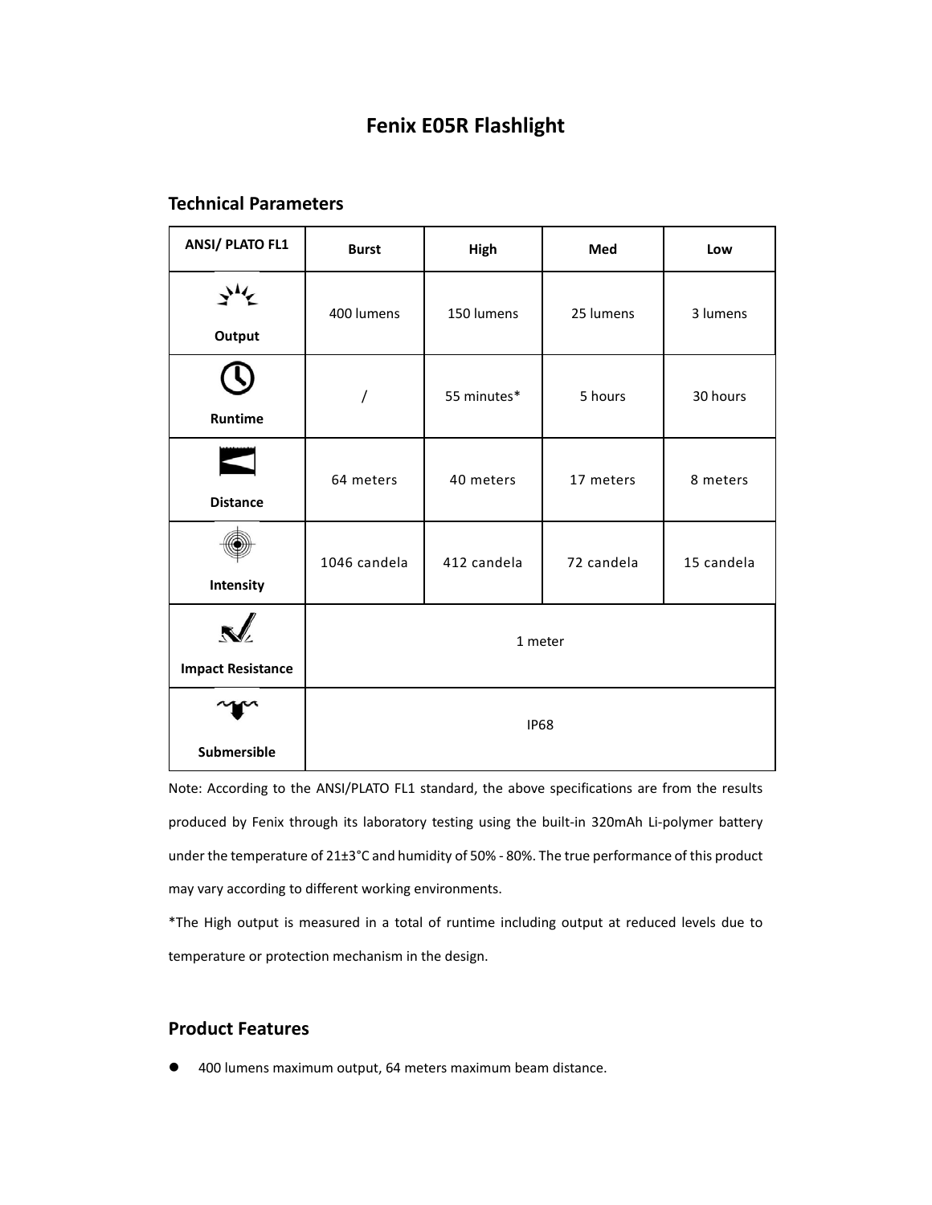# Fenix E05R Flashlight

## Technical Parameters

| ANSI/ PLATO FL1 | Burst | High | Med | Low |
|---|---|---|---|---|
| Output | 400 lumens | 150 lumens | 25 lumens | 3 lumens |
| Runtime | / | 55 minutes* | 5 hours | 30 hours |
| Distance | 64 meters | 40 meters | 17 meters | 8 meters |
| Intensity | 1046 candela | 412 candela | 72 candela | 15 candela |
| Impact Resistance | 1 meter | | | |
| Submersible | IP68 | | | |

Note: According to the ANSI/PLATO FL1 standard, the above specifications are from the results produced by Fenix through its laboratory testing using the built-in 320mAh Li-polymer battery under the temperature of 21±3°C and humidity of 50% - 80%. The true performance of this product may vary according to different working environments.

*The High output is measured in a total of runtime including output at reduced levels due to temperature or protection mechanism in the design.

## Product Features

- 400 lumens maximum output, 64 meters maximum beam distance.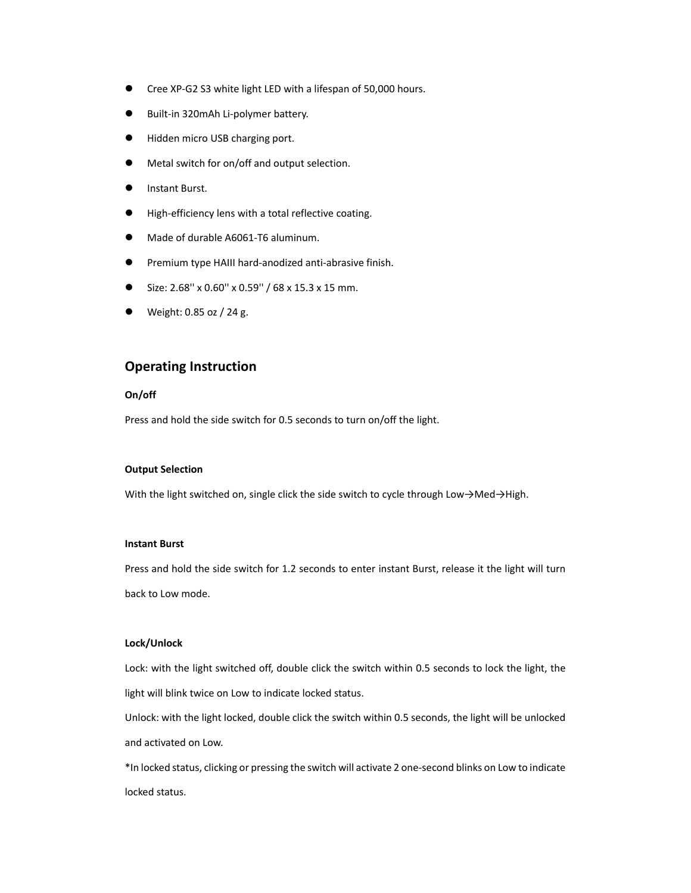- Cree XP-G2 S3 white light LED with a lifespan of 50,000 hours.
- Built-in 320mAh Li-polymer battery.
- Hidden micro USB charging port.
- Metal switch for on/off and output selection.
- Instant Burst.
- High-efficiency lens with a total reflective coating.
- Made of durable A6061-T6 aluminum.
- Premium type HAIII hard-anodized anti-abrasive finish.
- Size: 2.68'' x 0.60'' x 0.59'' / 68 x 15.3 x 15 mm.
- Weight: 0.85 oz / 24 g.

## Operating Instruction

**On/off**

Press and hold the side switch for 0.5 seconds to turn on/off the light.

**Output Selection**

With the light switched on, single click the side switch to cycle through Low→Med→High.

**Instant Burst**

Press and hold the side switch for 1.2 seconds to enter instant Burst, release it the light will turn back to Low mode.

**Lock/Unlock**

Lock: with the light switched off, double click the switch within 0.5 seconds to lock the light, the light will blink twice on Low to indicate locked status.

Unlock: with the light locked, double click the switch within 0.5 seconds, the light will be unlocked and activated on Low.

*In locked status, clicking or pressing the switch will activate 2 one-second blinks on Low to indicate locked status.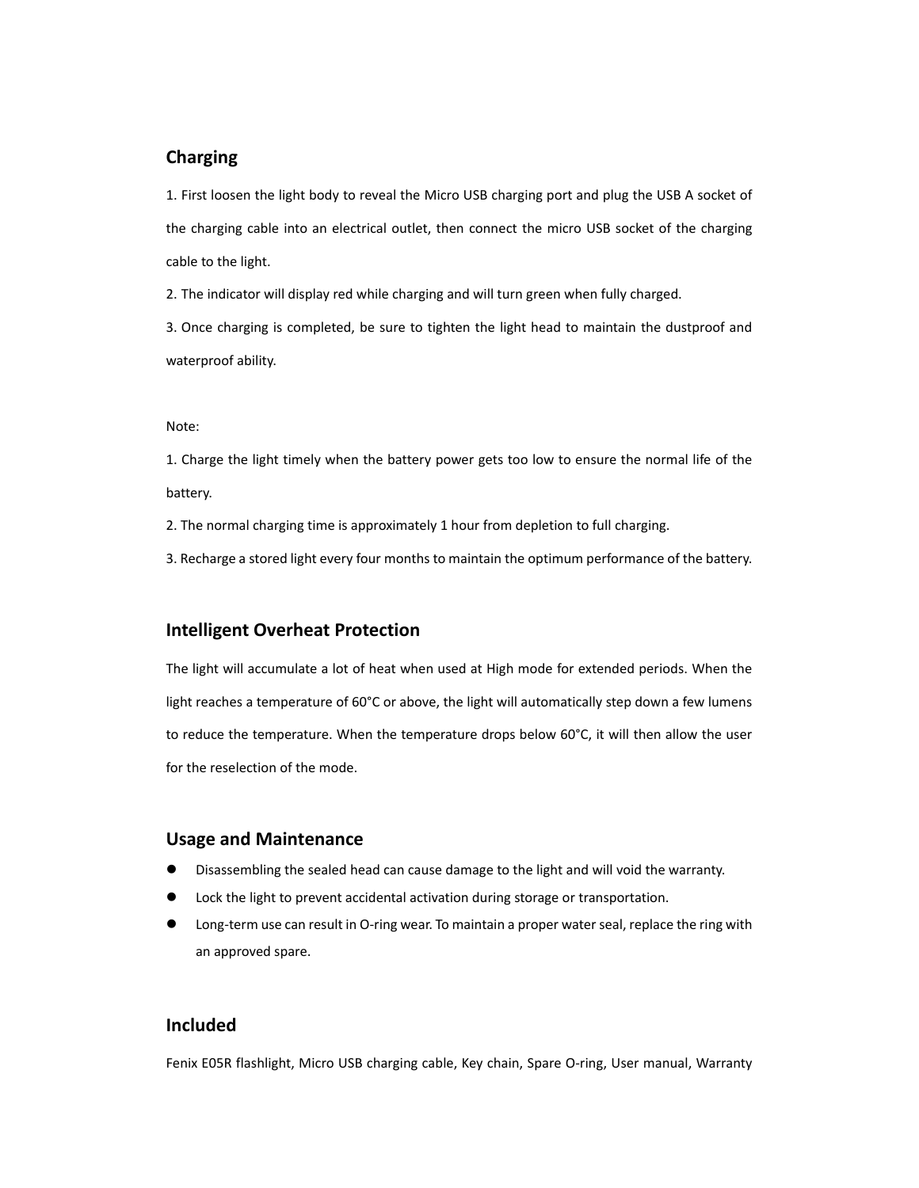## Charging

1. First loosen the light body to reveal the Micro USB charging port and plug the USB A socket of the charging cable into an electrical outlet, then connect the micro USB socket of the charging cable to the light.
2. The indicator will display red while charging and will turn green when fully charged.
3. Once charging is completed, be sure to tighten the light head to maintain the dustproof and waterproof ability.

Note:

1. Charge the light timely when the battery power gets too low to ensure the normal life of the battery.
2. The normal charging time is approximately 1 hour from depletion to full charging.
3. Recharge a stored light every four months to maintain the optimum performance of the battery.

## Intelligent Overheat Protection

The light will accumulate a lot of heat when used at High mode for extended periods. When the light reaches a temperature of 60°C or above, the light will automatically step down a few lumens to reduce the temperature. When the temperature drops below 60°C, it will then allow the user for the reselection of the mode.

## Usage and Maintenance

- Disassembling the sealed head can cause damage to the light and will void the warranty.
- Lock the light to prevent accidental activation during storage or transportation.
- Long-term use can result in O-ring wear. To maintain a proper water seal, replace the ring with an approved spare.

## Included

Fenix E05R flashlight, Micro USB charging cable, Key chain, Spare O-ring, User manual, Warranty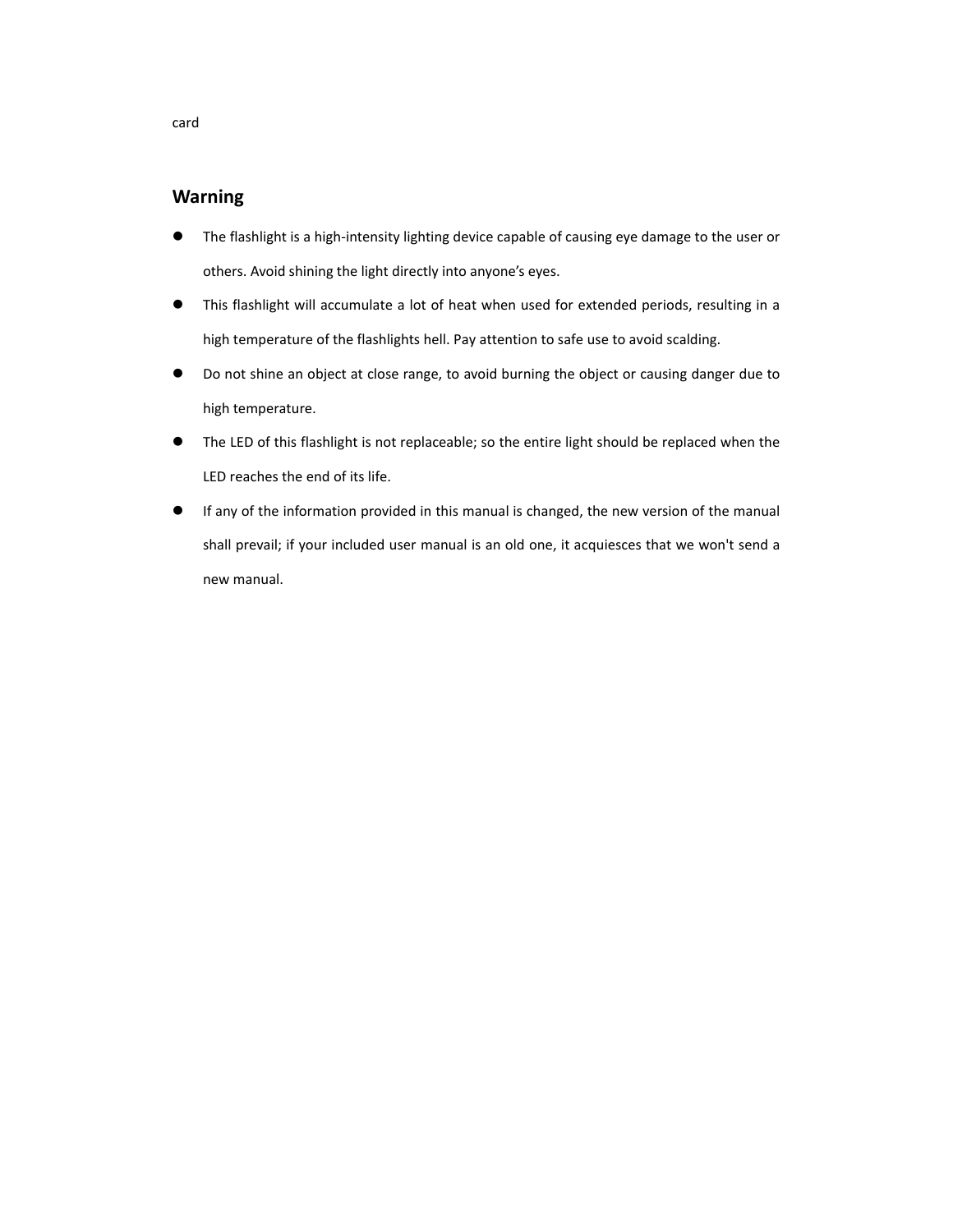card

## Warning

- The flashlight is a high-intensity lighting device capable of causing eye damage to the user or others. Avoid shining the light directly into anyone’s eyes.
- This flashlight will accumulate a lot of heat when used for extended periods, resulting in a high temperature of the flashlights hell. Pay attention to safe use to avoid scalding.
- Do not shine an object at close range, to avoid burning the object or causing danger due to high temperature.
- The LED of this flashlight is not replaceable; so the entire light should be replaced when the LED reaches the end of its life.
- If any of the information provided in this manual is changed, the new version of the manual shall prevail; if your included user manual is an old one, it acquiesces that we won't send a new manual.